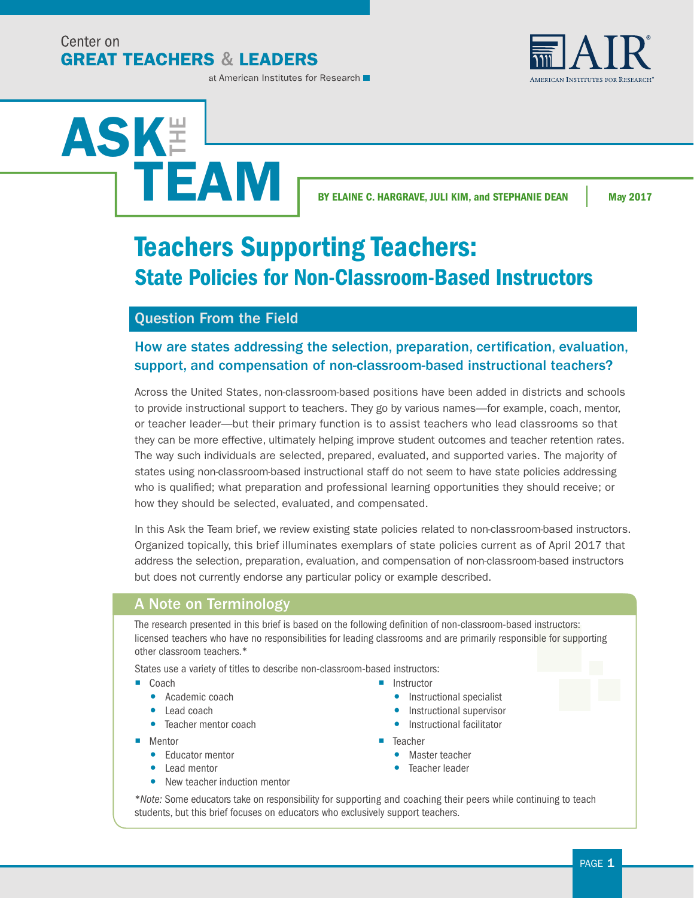Center on
**GREAT TEACHERS & LEADERS**
at American Institutes for Research

AIR
AMERICAN INSTITUTES FOR RESEARCH®

# ASK THE TEAM

**BY ELAINE C. HARGRAVE, JULI KIM, and STEPHANIE DEAN** | **May 2017**

# Teachers Supporting Teachers:
## State Policies for Non-Classroom-Based Instructors

## Question From the Field

### How are states addressing the selection, preparation, certification, evaluation, support, and compensation of non-classroom-based instructional teachers?

Across the United States, non-classroom-based positions have been added in districts and schools to provide instructional support to teachers. They go by various names—for example, coach, mentor, or teacher leader—but their primary function is to assist teachers who lead classrooms so that they can be more effective, ultimately helping improve student outcomes and teacher retention rates. The way such individuals are selected, prepared, evaluated, and supported varies. The majority of states using non-classroom-based instructional staff do not seem to have state policies addressing who is qualified; what preparation and professional learning opportunities they should receive; or how they should be selected, evaluated, and compensated.

In this Ask the Team brief, we review existing state policies related to non-classroom-based instructors. Organized topically, this brief illuminates exemplars of state policies current as of April 2017 that address the selection, preparation, evaluation, and compensation of non-classroom-based instructors but does not currently endorse any particular policy or example described.

## A Note on Terminology

The research presented in this brief is based on the following definition of non-classroom-based instructors: licensed teachers who have no responsibilities for leading classrooms and are primarily responsible for supporting other classroom teachers.*

States use a variety of titles to describe non-classroom-based instructors:

- Coach
  - Academic coach
  - Lead coach
  - Teacher mentor coach
- Mentor
  - Educator mentor
  - Lead mentor
  - New teacher induction mentor
- Instructor
  - Instructional specialist
  - Instructional supervisor
  - Instructional facilitator
- Teacher
  - Master teacher
  - Teacher leader

*\*Note:* Some educators take on responsibility for supporting and coaching their peers while continuing to teach students, but this brief focuses on educators who exclusively support teachers.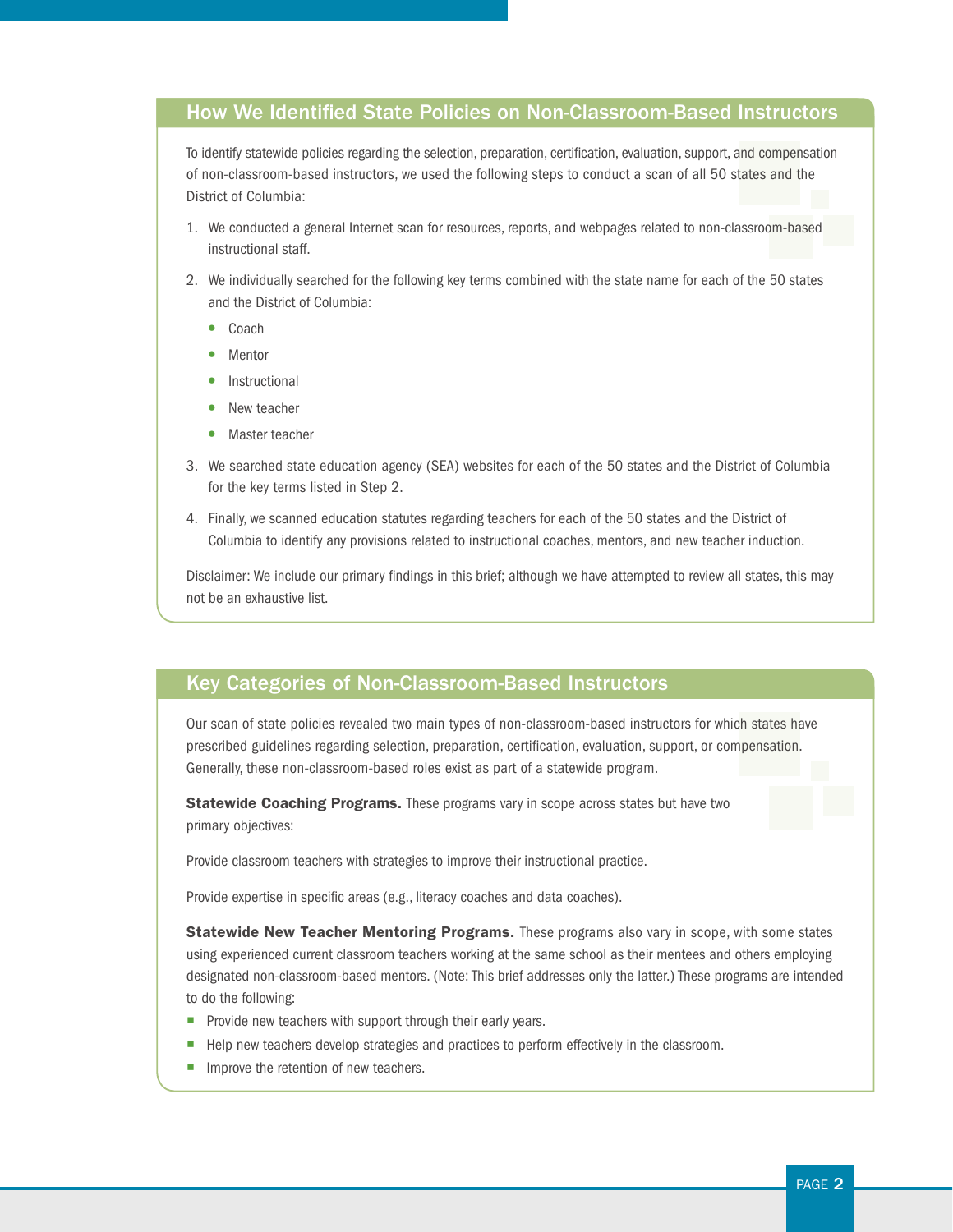## How We Identified State Policies on Non-Classroom-Based Instructors

To identify statewide policies regarding the selection, preparation, certification, evaluation, support, and compensation of non-classroom-based instructors, we used the following steps to conduct a scan of all 50 states and the District of Columbia:

1. We conducted a general Internet scan for resources, reports, and webpages related to non-classroom-based instructional staff.
2. We individually searched for the following key terms combined with the state name for each of the 50 states and the District of Columbia:
   - Coach
   - Mentor
   - Instructional
   - New teacher
   - Master teacher
3. We searched state education agency (SEA) websites for each of the 50 states and the District of Columbia for the key terms listed in Step 2.
4. Finally, we scanned education statutes regarding teachers for each of the 50 states and the District of Columbia to identify any provisions related to instructional coaches, mentors, and new teacher induction.

Disclaimer: We include our primary findings in this brief; although we have attempted to review all states, this may not be an exhaustive list.

## Key Categories of Non-Classroom-Based Instructors

Our scan of state policies revealed two main types of non-classroom-based instructors for which states have prescribed guidelines regarding selection, preparation, certification, evaluation, support, or compensation. Generally, these non-classroom-based roles exist as part of a statewide program.

**Statewide Coaching Programs.** These programs vary in scope across states but have two primary objectives:

Provide classroom teachers with strategies to improve their instructional practice.

Provide expertise in specific areas (e.g., literacy coaches and data coaches).

**Statewide New Teacher Mentoring Programs.** These programs also vary in scope, with some states using experienced current classroom teachers working at the same school as their mentees and others employing designated non-classroom-based mentors. (Note: This brief addresses only the latter.) These programs are intended to do the following:

- Provide new teachers with support through their early years.
- Help new teachers develop strategies and practices to perform effectively in the classroom.
- Improve the retention of new teachers.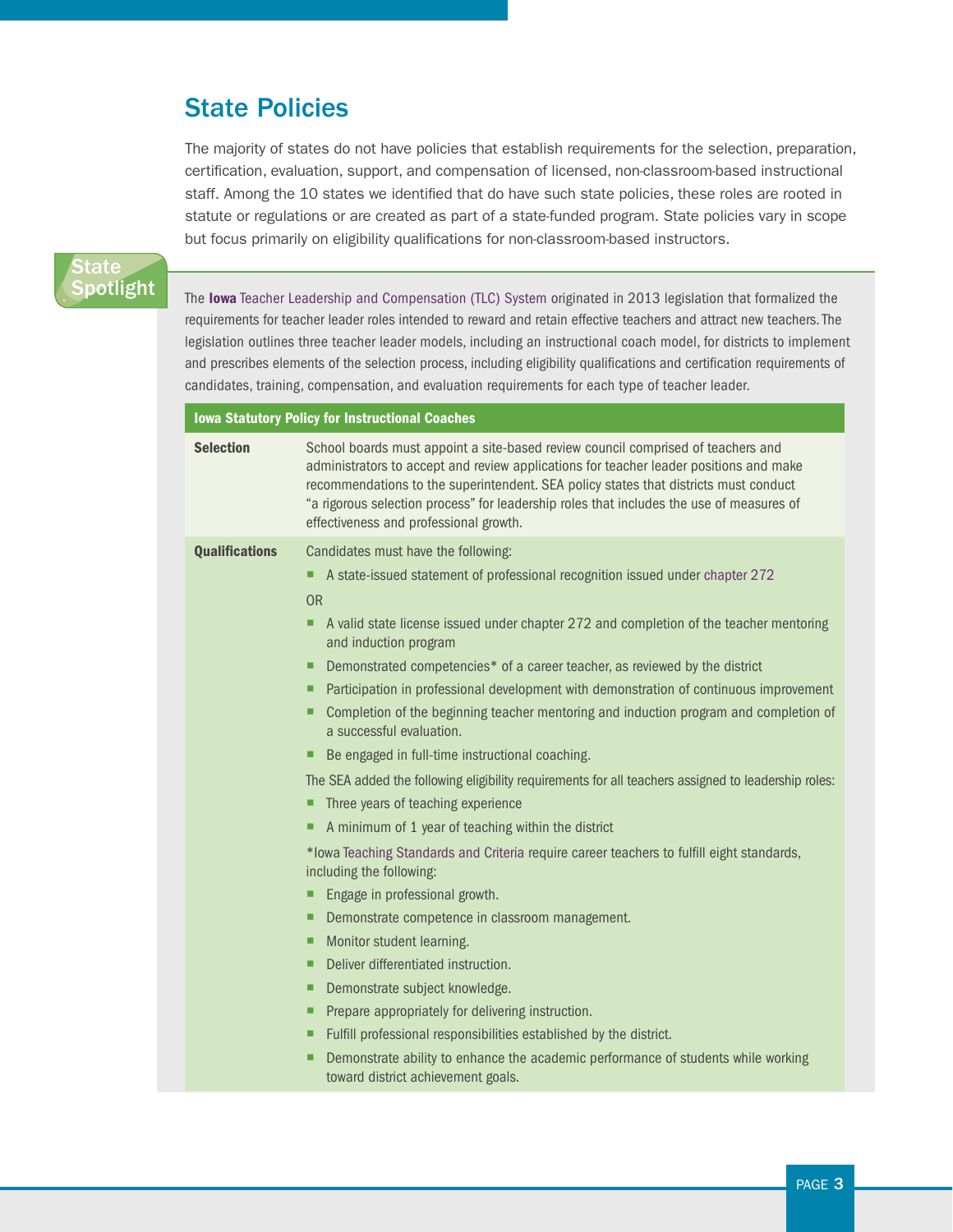## State Policies

The majority of states do not have policies that establish requirements for the selection, preparation, certification, evaluation, support, and compensation of licensed, non-classroom-based instructional staff. Among the 10 states we identified that do have such state policies, these roles are rooted in statute or regulations or are created as part of a state-funded program. State policies vary in scope but focus primarily on eligibility qualifications for non-classroom-based instructors.

**State Spotlight**

The **Iowa** Teacher Leadership and Compensation (TLC) System originated in 2013 legislation that formalized the requirements for teacher leader roles intended to reward and retain effective teachers and attract new teachers. The legislation outlines three teacher leader models, including an instructional coach model, for districts to implement and prescribes elements of the selection process, including eligibility qualifications and certification requirements of candidates, training, compensation, and evaluation requirements for each type of teacher leader.

| Iowa Statutory Policy for Instructional Coaches | |
|---|---|
| **Selection** | School boards must appoint a site-based review council comprised of teachers and administrators to accept and review applications for teacher leader positions and make recommendations to the superintendent. SEA policy states that districts must conduct "a rigorous selection process" for leadership roles that includes the use of measures of effectiveness and professional growth. |
| **Qualifications** | Candidates must have the following:<br>▪ A state-issued statement of professional recognition issued under chapter 272<br>OR<br>▪ A valid state license issued under chapter 272 and completion of the teacher mentoring and induction program<br>▪ Demonstrated competencies* of a career teacher, as reviewed by the district<br>▪ Participation in professional development with demonstration of continuous improvement<br>▪ Completion of the beginning teacher mentoring and induction program and completion of a successful evaluation.<br>▪ Be engaged in full-time instructional coaching.<br>The SEA added the following eligibility requirements for all teachers assigned to leadership roles:<br>▪ Three years of teaching experience<br>▪ A minimum of 1 year of teaching within the district<br>*Iowa Teaching Standards and Criteria require career teachers to fulfill eight standards, including the following:<br>▪ Engage in professional growth.<br>▪ Demonstrate competence in classroom management.<br>▪ Monitor student learning.<br>▪ Deliver differentiated instruction.<br>▪ Demonstrate subject knowledge.<br>▪ Prepare appropriately for delivering instruction.<br>▪ Fulfill professional responsibilities established by the district.<br>▪ Demonstrate ability to enhance the academic performance of students while working toward district achievement goals. |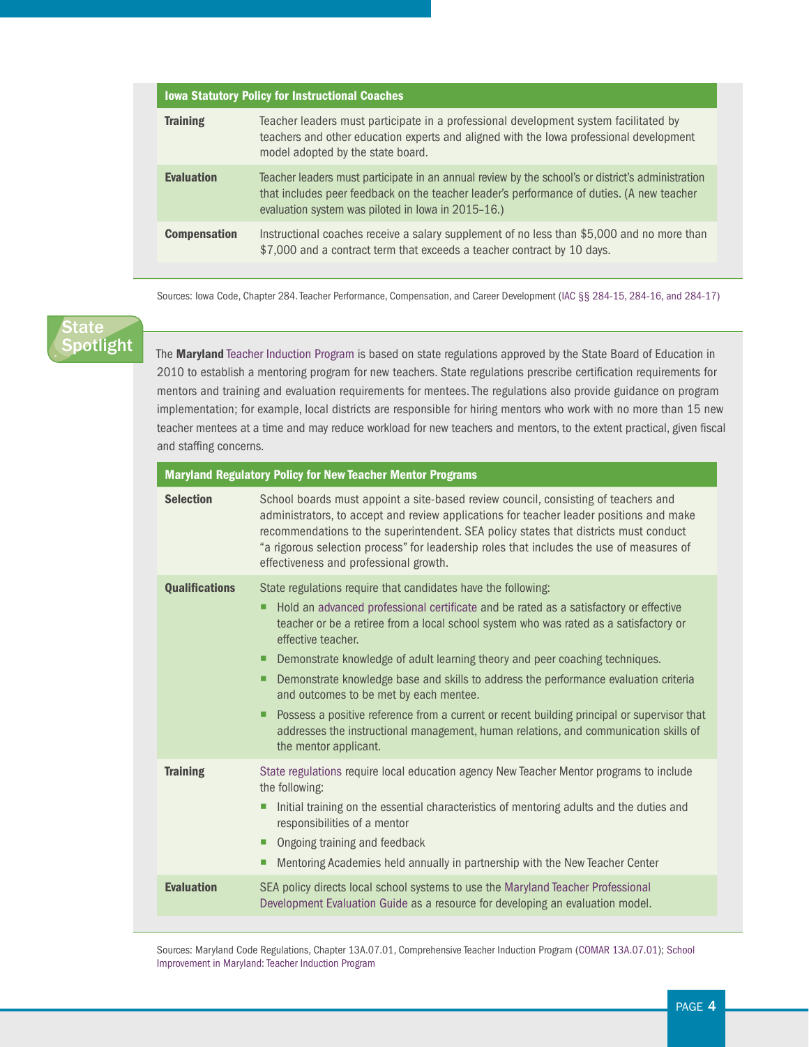| Iowa Statutory Policy for Instructional Coaches | |
|---|---|
| **Training** | Teacher leaders must participate in a professional development system facilitated by teachers and other education experts and aligned with the Iowa professional development model adopted by the state board. |
| **Evaluation** | Teacher leaders must participate in an annual review by the school's or district's administration that includes peer feedback on the teacher leader's performance of duties. (A new teacher evaluation system was piloted in Iowa in 2015–16.) |
| **Compensation** | Instructional coaches receive a salary supplement of no less than $5,000 and no more than $7,000 and a contract term that exceeds a teacher contract by 10 days. |

Sources: Iowa Code, Chapter 284. Teacher Performance, Compensation, and Career Development (IAC §§ 284-15, 284-16, and 284-17)

## State Spotlight

The **Maryland** Teacher Induction Program is based on state regulations approved by the State Board of Education in 2010 to establish a mentoring program for new teachers. State regulations prescribe certification requirements for mentors and training and evaluation requirements for mentees. The regulations also provide guidance on program implementation; for example, local districts are responsible for hiring mentors who work with no more than 15 new teacher mentees at a time and may reduce workload for new teachers and mentors, to the extent practical, given fiscal and staffing concerns.

| Maryland Regulatory Policy for New Teacher Mentor Programs | |
|---|---|
| **Selection** | School boards must appoint a site-based review council, consisting of teachers and administrators, to accept and review applications for teacher leader positions and make recommendations to the superintendent. SEA policy states that districts must conduct "a rigorous selection process" for leadership roles that includes the use of measures of effectiveness and professional growth. |
| **Qualifications** | State regulations require that candidates have the following:<br>▪ Hold an advanced professional certificate and be rated as a satisfactory or effective teacher or be a retiree from a local school system who was rated as a satisfactory or effective teacher.<br>▪ Demonstrate knowledge of adult learning theory and peer coaching techniques.<br>▪ Demonstrate knowledge base and skills to address the performance evaluation criteria and outcomes to be met by each mentee.<br>▪ Possess a positive reference from a current or recent building principal or supervisor that addresses the instructional management, human relations, and communication skills of the mentor applicant. |
| **Training** | State regulations require local education agency New Teacher Mentor programs to include the following:<br>▪ Initial training on the essential characteristics of mentoring adults and the duties and responsibilities of a mentor<br>▪ Ongoing training and feedback<br>▪ Mentoring Academies held annually in partnership with the New Teacher Center |
| **Evaluation** | SEA policy directs local school systems to use the Maryland Teacher Professional Development Evaluation Guide as a resource for developing an evaluation model. |

Sources: Maryland Code Regulations, Chapter 13A.07.01, Comprehensive Teacher Induction Program (COMAR 13A.07.01); School Improvement in Maryland: Teacher Induction Program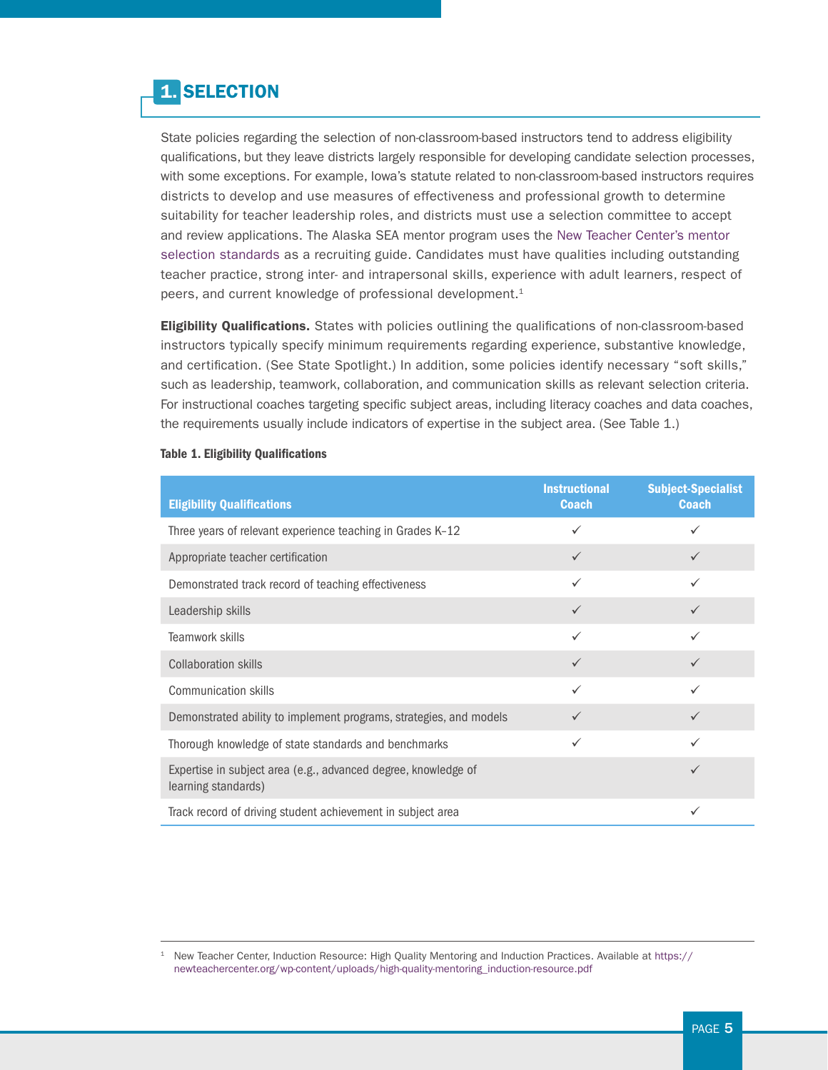## 1. SELECTION

State policies regarding the selection of non-classroom-based instructors tend to address eligibility qualifications, but they leave districts largely responsible for developing candidate selection processes, with some exceptions. For example, Iowa's statute related to non-classroom-based instructors requires districts to develop and use measures of effectiveness and professional growth to determine suitability for teacher leadership roles, and districts must use a selection committee to accept and review applications. The Alaska SEA mentor program uses the New Teacher Center's mentor selection standards as a recruiting guide. Candidates must have qualities including outstanding teacher practice, strong inter- and intrapersonal skills, experience with adult learners, respect of peers, and current knowledge of professional development.[1]

**Eligibility Qualifications.** States with policies outlining the qualifications of non-classroom-based instructors typically specify minimum requirements regarding experience, substantive knowledge, and certification. (See State Spotlight.) In addition, some policies identify necessary "soft skills," such as leadership, teamwork, collaboration, and communication skills as relevant selection criteria. For instructional coaches targeting specific subject areas, including literacy coaches and data coaches, the requirements usually include indicators of expertise in the subject area. (See Table 1.)

**Table 1. Eligibility Qualifications**

| Eligibility Qualifications | Instructional Coach | Subject-Specialist Coach |
|---|---|---|
| Three years of relevant experience teaching in Grades K–12 | ✓ | ✓ |
| Appropriate teacher certification | ✓ | ✓ |
| Demonstrated track record of teaching effectiveness | ✓ | ✓ |
| Leadership skills | ✓ | ✓ |
| Teamwork skills | ✓ | ✓ |
| Collaboration skills | ✓ | ✓ |
| Communication skills | ✓ | ✓ |
| Demonstrated ability to implement programs, strategies, and models | ✓ | ✓ |
| Thorough knowledge of state standards and benchmarks | ✓ | ✓ |
| Expertise in subject area (e.g., advanced degree, knowledge of learning standards) | | ✓ |
| Track record of driving student achievement in subject area | | ✓ |

[1] New Teacher Center, Induction Resource: High Quality Mentoring and Induction Practices. Available at https://newteachercenter.org/wp-content/uploads/high-quality-mentoring_induction-resource.pdf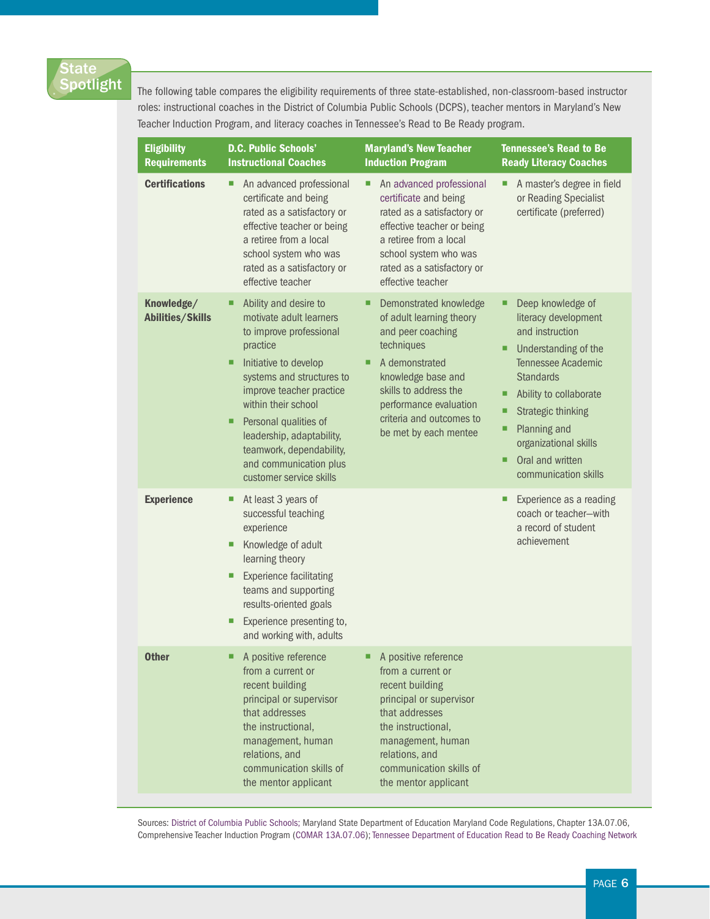## State Spotlight

The following table compares the eligibility requirements of three state-established, non-classroom-based instructor roles: instructional coaches in the District of Columbia Public Schools (DCPS), teacher mentors in Maryland's New Teacher Induction Program, and literacy coaches in Tennessee's Read to Be Ready program.

| Eligibility Requirements | D.C. Public Schools' Instructional Coaches | Maryland's New Teacher Induction Program | Tennessee's Read to Be Ready Literacy Coaches |
|---|---|---|---|
| **Certifications** | ▪ An advanced professional certificate and being rated as a satisfactory or effective teacher or being a retiree from a local school system who was rated as a satisfactory or effective teacher | ▪ An advanced professional certificate and being rated as a satisfactory or effective teacher or being a retiree from a local school system who was rated as a satisfactory or effective teacher | ▪ A master's degree in field or Reading Specialist certificate (preferred) |
| **Knowledge/ Abilities/Skills** | ▪ Ability and desire to motivate adult learners to improve professional practice<br>▪ Initiative to develop systems and structures to improve teacher practice within their school<br>▪ Personal qualities of leadership, adaptability, teamwork, dependability, and communication plus customer service skills | ▪ Demonstrated knowledge of adult learning theory and peer coaching techniques<br>▪ A demonstrated knowledge base and skills to address the performance evaluation criteria and outcomes to be met by each mentee | ▪ Deep knowledge of literacy development and instruction<br>▪ Understanding of the Tennessee Academic Standards<br>▪ Ability to collaborate<br>▪ Strategic thinking<br>▪ Planning and organizational skills<br>▪ Oral and written communication skills |
| **Experience** | ▪ At least 3 years of successful teaching experience<br>▪ Knowledge of adult learning theory<br>▪ Experience facilitating teams and supporting results-oriented goals<br>▪ Experience presenting to, and working with, adults | | ▪ Experience as a reading coach or teacher—with a record of student achievement |
| **Other** | ▪ A positive reference from a current or recent building principal or supervisor that addresses the instructional, management, human relations, and communication skills of the mentor applicant | ▪ A positive reference from a current or recent building principal or supervisor that addresses the instructional, management, human relations, and communication skills of the mentor applicant | |

Sources: District of Columbia Public Schools; Maryland State Department of Education Maryland Code Regulations, Chapter 13A.07.06, Comprehensive Teacher Induction Program (COMAR 13A.07.06); Tennessee Department of Education Read to Be Ready Coaching Network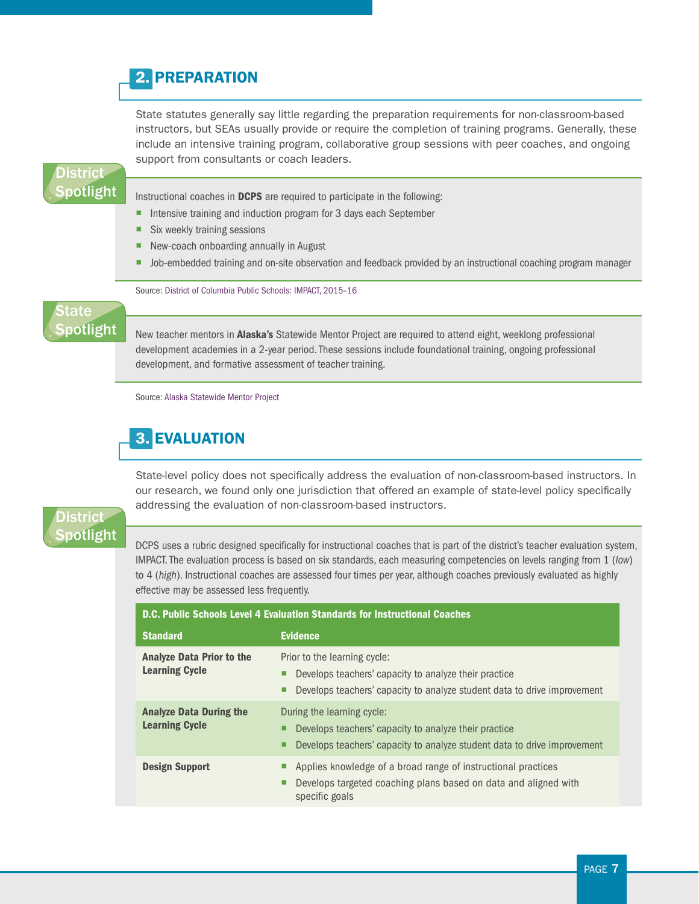## 2. PREPARATION

State statutes generally say little regarding the preparation requirements for non-classroom-based instructors, but SEAs usually provide or require the completion of training programs. Generally, these include an intensive training program, collaborative group sessions with peer coaches, and ongoing support from consultants or coach leaders.

**District Spotlight**

Instructional coaches in **DCPS** are required to participate in the following:

- Intensive training and induction program for 3 days each September
- Six weekly training sessions
- New-coach onboarding annually in August
- Job-embedded training and on-site observation and feedback provided by an instructional coaching program manager

Source: District of Columbia Public Schools: IMPACT, 2015–16

**State Spotlight**

New teacher mentors in **Alaska's** Statewide Mentor Project are required to attend eight, weeklong professional development academies in a 2-year period. These sessions include foundational training, ongoing professional development, and formative assessment of teacher training.

Source: Alaska Statewide Mentor Project

## 3. EVALUATION

State-level policy does not specifically address the evaluation of non-classroom-based instructors. In our research, we found only one jurisdiction that offered an example of state-level policy specifically addressing the evaluation of non-classroom-based instructors.

**District Spotlight**

DCPS uses a rubric designed specifically for instructional coaches that is part of the district's teacher evaluation system, IMPACT. The evaluation process is based on six standards, each measuring competencies on levels ranging from 1 (*low*) to 4 (*high*). Instructional coaches are assessed four times per year, although coaches previously evaluated as highly effective may be assessed less frequently.

**D.C. Public Schools Level 4 Evaluation Standards for Instructional Coaches**

| Standard | Evidence |
|---|---|
| **Analyze Data Prior to the Learning Cycle** | Prior to the learning cycle:<br>▪ Develops teachers' capacity to analyze their practice<br>▪ Develops teachers' capacity to analyze student data to drive improvement |
| **Analyze Data During the Learning Cycle** | During the learning cycle:<br>▪ Develops teachers' capacity to analyze their practice<br>▪ Develops teachers' capacity to analyze student data to drive improvement |
| **Design Support** | ▪ Applies knowledge of a broad range of instructional practices<br>▪ Develops targeted coaching plans based on data and aligned with specific goals |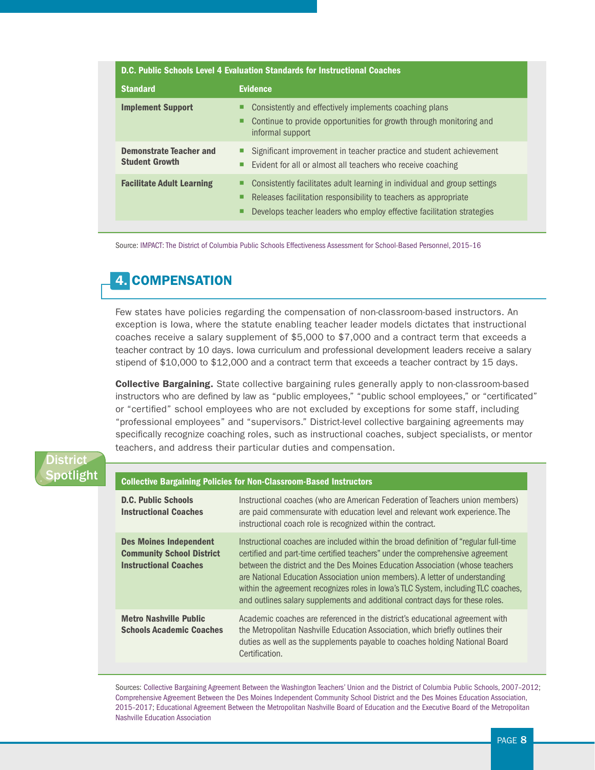| D.C. Public Schools Level 4 Evaluation Standards for Instructional Coaches | |
|---|---|
| **Standard** | **Evidence** |
| **Implement Support** | ▪ Consistently and effectively implements coaching plans<br>▪ Continue to provide opportunities for growth through monitoring and informal support |
| **Demonstrate Teacher and Student Growth** | ▪ Significant improvement in teacher practice and student achievement<br>▪ Evident for all or almost all teachers who receive coaching |
| **Facilitate Adult Learning** | ▪ Consistently facilitates adult learning in individual and group settings<br>▪ Releases facilitation responsibility to teachers as appropriate<br>▪ Develops teacher leaders who employ effective facilitation strategies |

Source: IMPACT: The District of Columbia Public Schools Effectiveness Assessment for School-Based Personnel, 2015–16

## 4. COMPENSATION

Few states have policies regarding the compensation of non-classroom-based instructors. An exception is Iowa, where the statute enabling teacher leader models dictates that instructional coaches receive a salary supplement of $5,000 to $7,000 and a contract term that exceeds a teacher contract by 10 days. Iowa curriculum and professional development leaders receive a salary stipend of $10,000 to $12,000 and a contract term that exceeds a teacher contract by 15 days.

**Collective Bargaining.** State collective bargaining rules generally apply to non-classroom-based instructors who are defined by law as "public employees," "public school employees," or "certificated" or "certified" school employees who are not excluded by exceptions for some staff, including "professional employees" and "supervisors." District-level collective bargaining agreements may specifically recognize coaching roles, such as instructional coaches, subject specialists, or mentor teachers, and address their particular duties and compensation.

District Spotlight

| Collective Bargaining Policies for Non-Classroom-Based Instructors | |
|---|---|
| **D.C. Public Schools Instructional Coaches** | Instructional coaches (who are American Federation of Teachers union members) are paid commensurate with education level and relevant work experience. The instructional coach role is recognized within the contract. |
| **Des Moines Independent Community School District Instructional Coaches** | Instructional coaches are included within the broad definition of "regular full-time certified and part-time certified teachers" under the comprehensive agreement between the district and the Des Moines Education Association (whose teachers are National Education Association union members). A letter of understanding within the agreement recognizes roles in Iowa's TLC System, including TLC coaches, and outlines salary supplements and additional contract days for these roles. |
| **Metro Nashville Public Schools Academic Coaches** | Academic coaches are referenced in the district's educational agreement with the Metropolitan Nashville Education Association, which briefly outlines their duties as well as the supplements payable to coaches holding National Board Certification. |

Sources: Collective Bargaining Agreement Between the Washington Teachers' Union and the District of Columbia Public Schools, 2007–2012; Comprehensive Agreement Between the Des Moines Independent Community School District and the Des Moines Education Association, 2015–2017; Educational Agreement Between the Metropolitan Nashville Board of Education and the Executive Board of the Metropolitan Nashville Education Association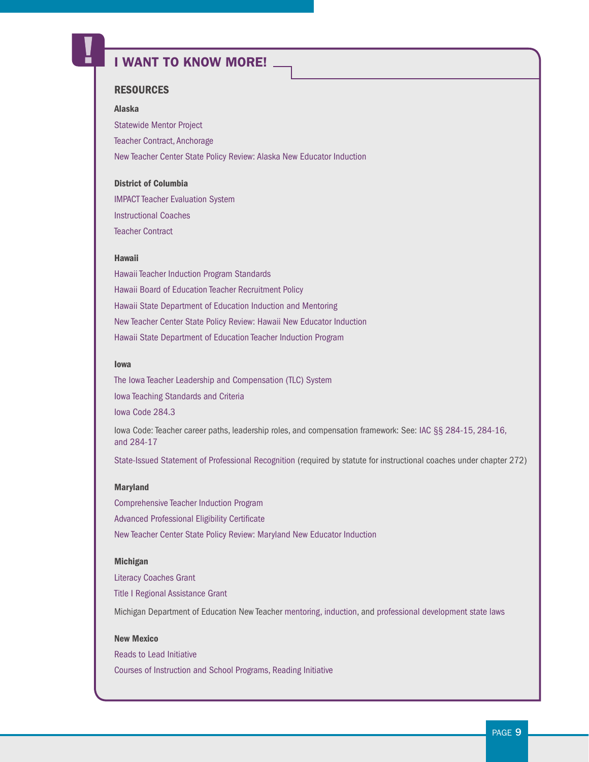## I WANT TO KNOW MORE!

### RESOURCES

**Alaska**

Statewide Mentor Project

Teacher Contract, Anchorage

New Teacher Center State Policy Review: Alaska New Educator Induction

**District of Columbia**

IMPACT Teacher Evaluation System

Instructional Coaches

Teacher Contract

**Hawaii**

Hawaii Teacher Induction Program Standards

Hawaii Board of Education Teacher Recruitment Policy

Hawaii State Department of Education Induction and Mentoring

New Teacher Center State Policy Review: Hawaii New Educator Induction

Hawaii State Department of Education Teacher Induction Program

**Iowa**

The Iowa Teacher Leadership and Compensation (TLC) System

Iowa Teaching Standards and Criteria

Iowa Code 284.3

Iowa Code: Teacher career paths, leadership roles, and compensation framework: See: IAC §§ 284-15, 284-16, and 284-17

State-Issued Statement of Professional Recognition (required by statute for instructional coaches under chapter 272)

**Maryland**

Comprehensive Teacher Induction Program

Advanced Professional Eligibility Certificate

New Teacher Center State Policy Review: Maryland New Educator Induction

**Michigan**

Literacy Coaches Grant

Title I Regional Assistance Grant

Michigan Department of Education New Teacher mentoring, induction, and professional development state laws

**New Mexico**

Reads to Lead Initiative

Courses of Instruction and School Programs, Reading Initiative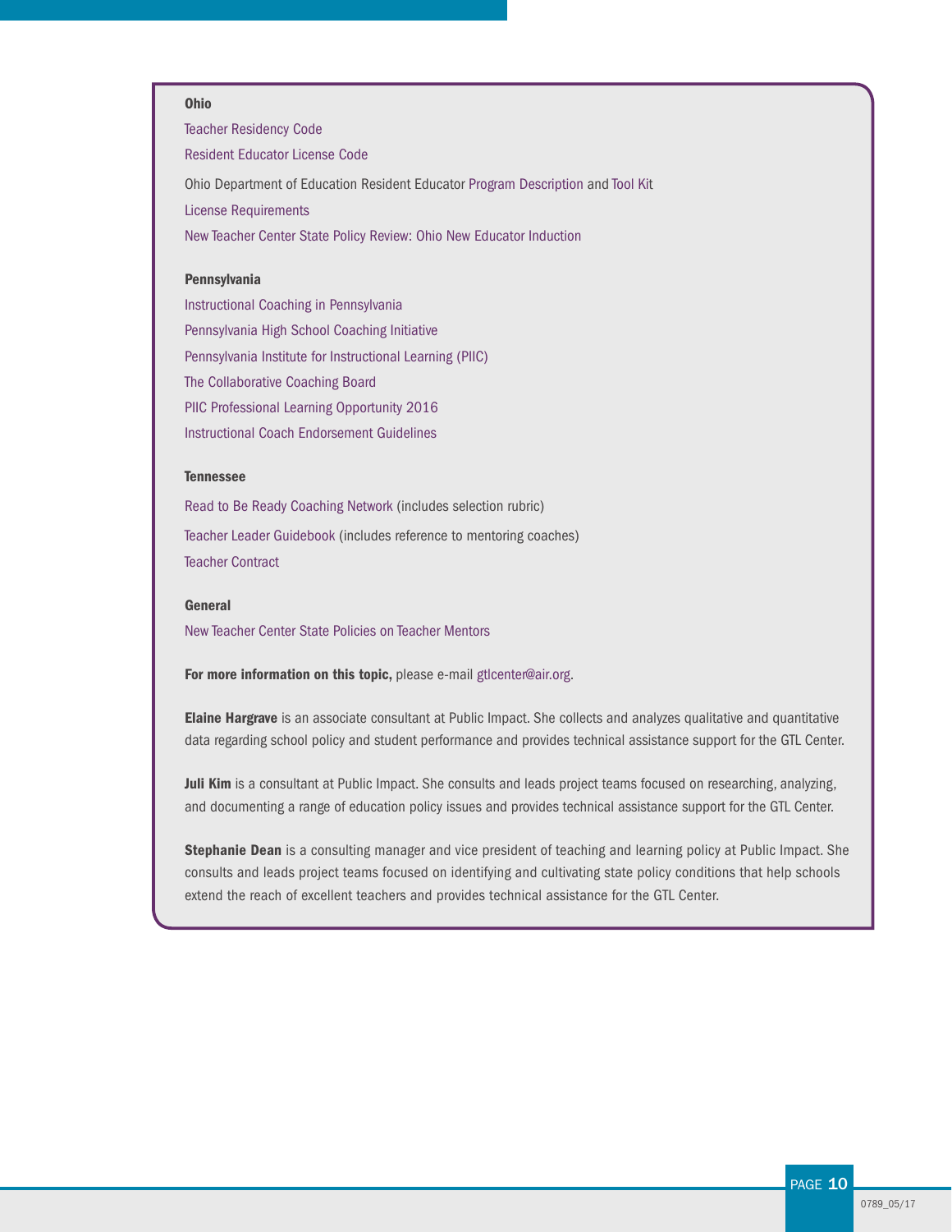**Ohio**

Teacher Residency Code

Resident Educator License Code

Ohio Department of Education Resident Educator Program Description and Tool Kit

License Requirements

New Teacher Center State Policy Review: Ohio New Educator Induction

**Pennsylvania**

Instructional Coaching in Pennsylvania

Pennsylvania High School Coaching Initiative

Pennsylvania Institute for Instructional Learning (PIIC)

The Collaborative Coaching Board

PIIC Professional Learning Opportunity 2016

Instructional Coach Endorsement Guidelines

**Tennessee**

Read to Be Ready Coaching Network (includes selection rubric)

Teacher Leader Guidebook (includes reference to mentoring coaches)

Teacher Contract

**General**

New Teacher Center State Policies on Teacher Mentors

**For more information on this topic,** please e-mail gtlcenter@air.org.

**Elaine Hargrave** is an associate consultant at Public Impact. She collects and analyzes qualitative and quantitative data regarding school policy and student performance and provides technical assistance support for the GTL Center.

**Juli Kim** is a consultant at Public Impact. She consults and leads project teams focused on researching, analyzing, and documenting a range of education policy issues and provides technical assistance support for the GTL Center.

**Stephanie Dean** is a consulting manager and vice president of teaching and learning policy at Public Impact. She consults and leads project teams focused on identifying and cultivating state policy conditions that help schools extend the reach of excellent teachers and provides technical assistance for the GTL Center.

0789_05/17